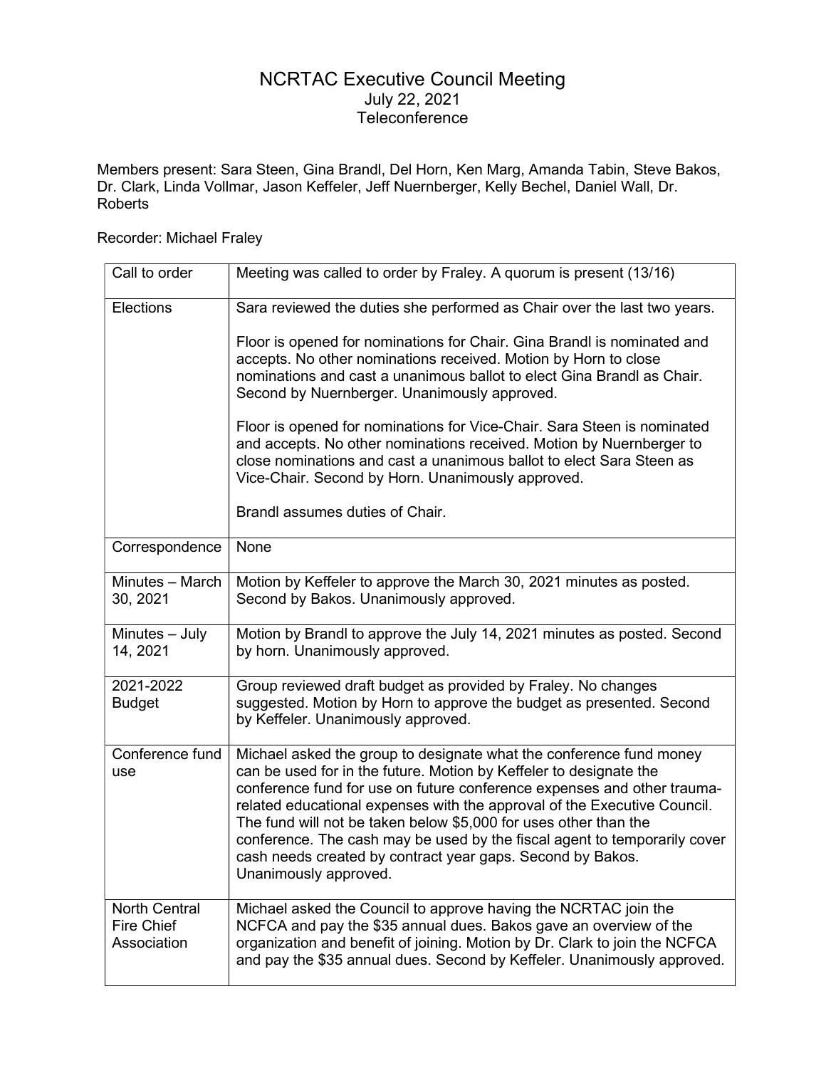# NCRTAC Executive Council Meeting

July 22, 2021

Teleconference

Members present: Sara Steen, Gina Brandl, Del Horn, Ken Marg, Amanda Tabin, Steve Bakos, Dr. Clark, Linda Vollmar, Jason Keffeler, Jeff Nuernberger, Kelly Bechel, Daniel Wall, Dr. Roberts

Recorder: Michael Fraley

| | |
|---|---|
| Call to order | Meeting was called to order by Fraley. A quorum is present (13/16) |
| Elections | Sara reviewed the duties she performed as Chair over the last two years.<br><br>Floor is opened for nominations for Chair. Gina Brandl is nominated and accepts. No other nominations received. Motion by Horn to close nominations and cast a unanimous ballot to elect Gina Brandl as Chair. Second by Nuernberger. Unanimously approved.<br><br>Floor is opened for nominations for Vice-Chair. Sara Steen is nominated and accepts. No other nominations received. Motion by Nuernberger to close nominations and cast a unanimous ballot to elect Sara Steen as Vice-Chair. Second by Horn. Unanimously approved.<br><br>Brandl assumes duties of Chair. |
| Correspondence | None |
| Minutes – March 30, 2021 | Motion by Keffeler to approve the March 30, 2021 minutes as posted. Second by Bakos. Unanimously approved. |
| Minutes – July 14, 2021 | Motion by Brandl to approve the July 14, 2021 minutes as posted. Second by horn. Unanimously approved. |
| 2021-2022 Budget | Group reviewed draft budget as provided by Fraley. No changes suggested. Motion by Horn to approve the budget as presented. Second by Keffeler. Unanimously approved. |
| Conference fund use | Michael asked the group to designate what the conference fund money can be used for in the future. Motion by Keffeler to designate the conference fund for use on future conference expenses and other trauma-related educational expenses with the approval of the Executive Council. The fund will not be taken below $5,000 for uses other than the conference. The cash may be used by the fiscal agent to temporarily cover cash needs created by contract year gaps. Second by Bakos. Unanimously approved. |
| North Central Fire Chief Association | Michael asked the Council to approve having the NCRTAC join the NCFCA and pay the $35 annual dues. Bakos gave an overview of the organization and benefit of joining. Motion by Dr. Clark to join the NCFCA and pay the $35 annual dues. Second by Keffeler. Unanimously approved. |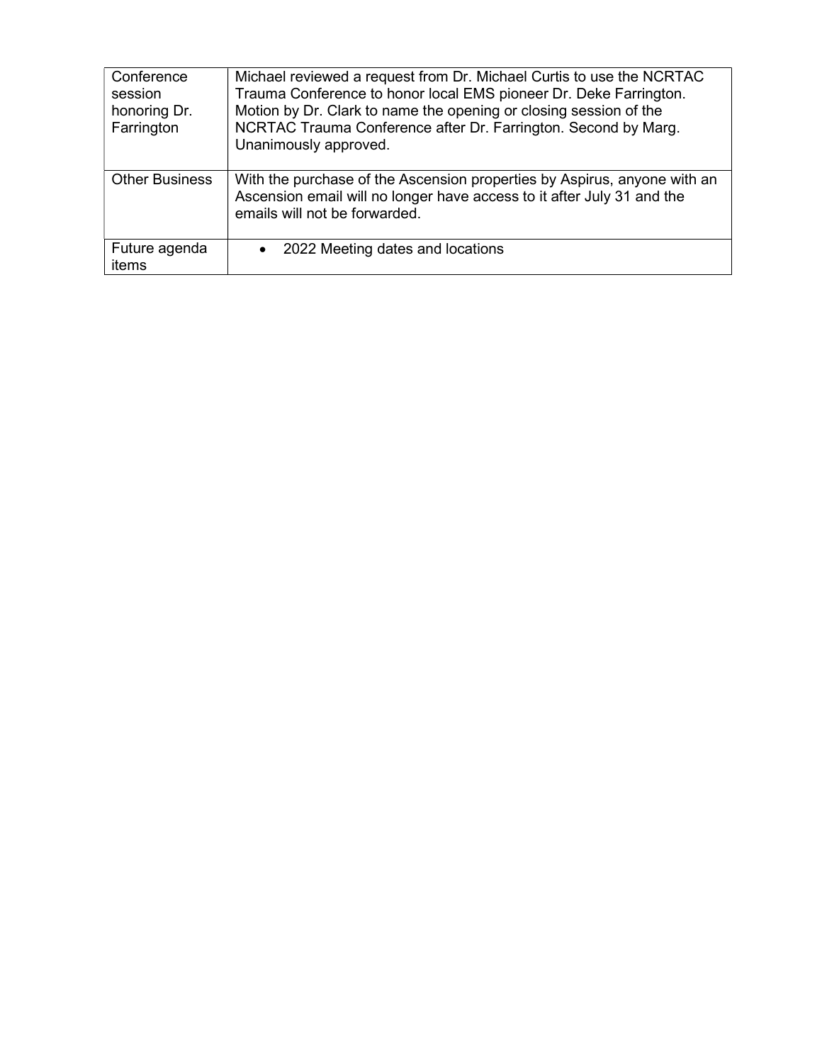| | |
|---|---|
| Conference session honoring Dr. Farrington | Michael reviewed a request from Dr. Michael Curtis to use the NCRTAC Trauma Conference to honor local EMS pioneer Dr. Deke Farrington. Motion by Dr. Clark to name the opening or closing session of the NCRTAC Trauma Conference after Dr. Farrington. Second by Marg. Unanimously approved. |
| Other Business | With the purchase of the Ascension properties by Aspirus, anyone with an Ascension email will no longer have access to it after July 31 and the emails will not be forwarded. |
| Future agenda items | • 2022 Meeting dates and locations |